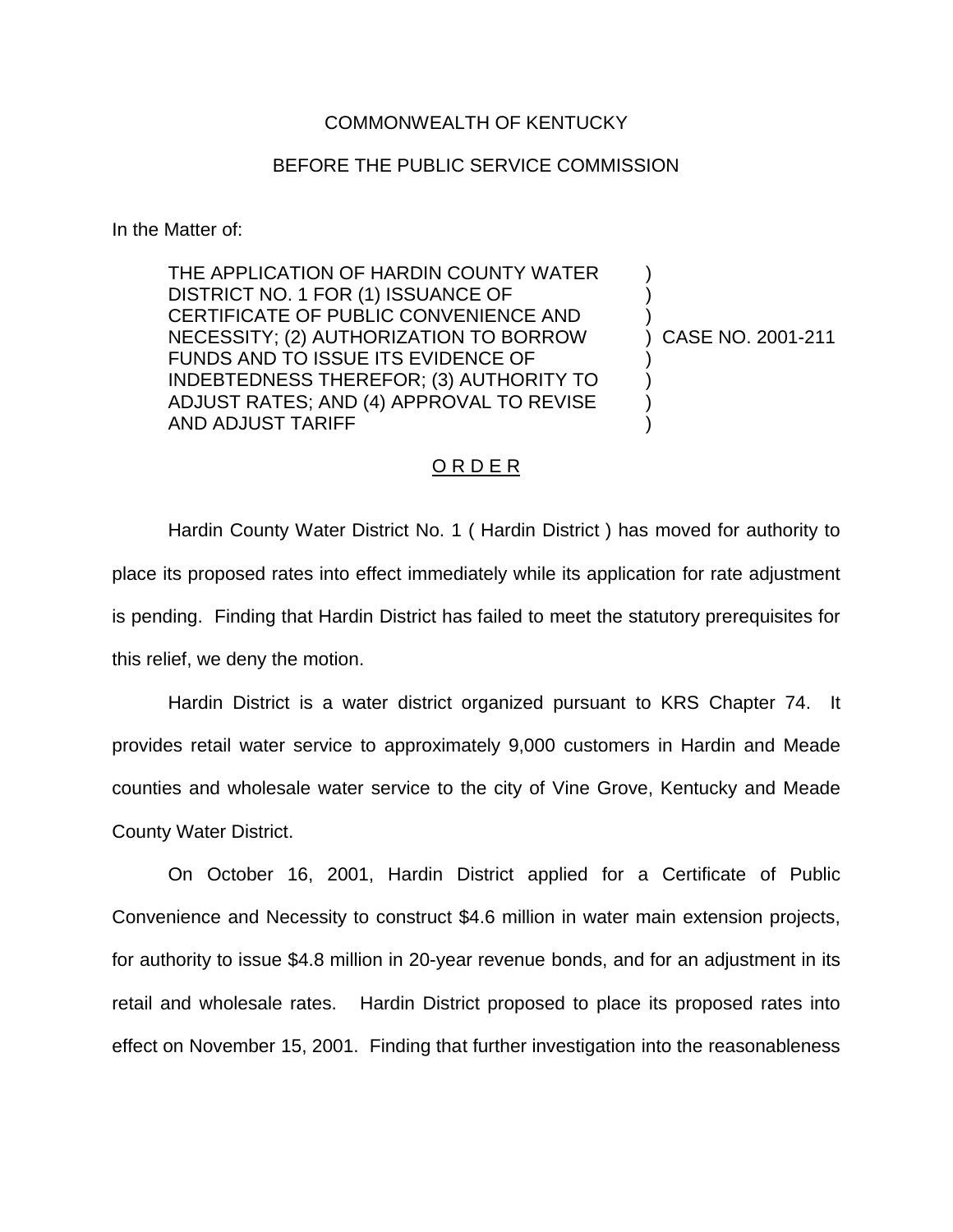COMMONWEALTH OF KENTUCKY

BEFORE THE PUBLIC SERVICE COMMISSION

In the Matter of:

| | | |
|---|---|---|
| THE APPLICATION OF HARDIN COUNTY WATER DISTRICT NO. 1 FOR (1) ISSUANCE OF CERTIFICATE OF PUBLIC CONVENIENCE AND NECESSITY; (2) AUTHORIZATION TO BORROW FUNDS AND TO ISSUE ITS EVIDENCE OF INDEBTEDNESS THEREFOR; (3) AUTHORITY TO ADJUST RATES; AND (4) APPROVAL TO REVISE AND ADJUST TARIFF | ) | CASE NO. 2001-211 |

## O R D E R

Hardin County Water District No. 1 ( Hardin District ) has moved for authority to place its proposed rates into effect immediately while its application for rate adjustment is pending. Finding that Hardin District has failed to meet the statutory prerequisites for this relief, we deny the motion.

Hardin District is a water district organized pursuant to KRS Chapter 74. It provides retail water service to approximately 9,000 customers in Hardin and Meade counties and wholesale water service to the city of Vine Grove, Kentucky and Meade County Water District.

On October 16, 2001, Hardin District applied for a Certificate of Public Convenience and Necessity to construct $4.6 million in water main extension projects, for authority to issue $4.8 million in 20-year revenue bonds, and for an adjustment in its retail and wholesale rates. Hardin District proposed to place its proposed rates into effect on November 15, 2001. Finding that further investigation into the reasonableness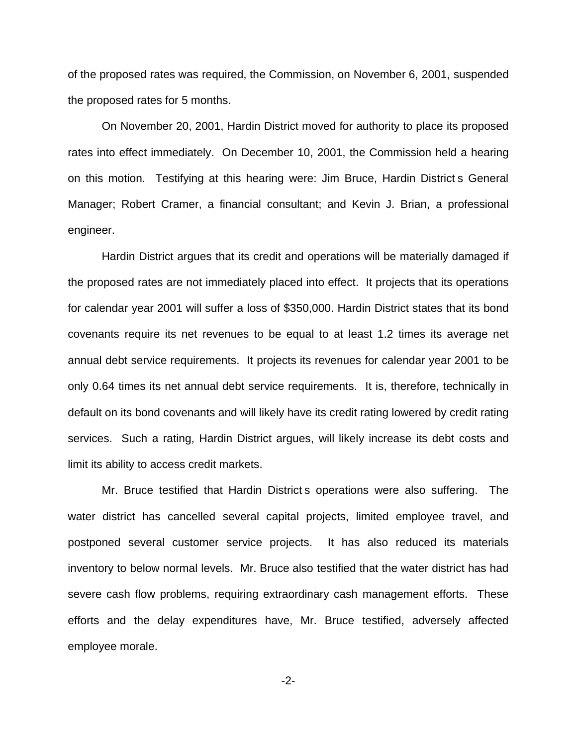of the proposed rates was required, the Commission, on November 6, 2001, suspended the proposed rates for 5 months.

On November 20, 2001, Hardin District moved for authority to place its proposed rates into effect immediately. On December 10, 2001, the Commission held a hearing on this motion. Testifying at this hearing were: Jim Bruce, Hardin District s General Manager; Robert Cramer, a financial consultant; and Kevin J. Brian, a professional engineer.

Hardin District argues that its credit and operations will be materially damaged if the proposed rates are not immediately placed into effect. It projects that its operations for calendar year 2001 will suffer a loss of $350,000. Hardin District states that its bond covenants require its net revenues to be equal to at least 1.2 times its average net annual debt service requirements. It projects its revenues for calendar year 2001 to be only 0.64 times its net annual debt service requirements. It is, therefore, technically in default on its bond covenants and will likely have its credit rating lowered by credit rating services. Such a rating, Hardin District argues, will likely increase its debt costs and limit its ability to access credit markets.

Mr. Bruce testified that Hardin District s operations were also suffering. The water district has cancelled several capital projects, limited employee travel, and postponed several customer service projects. It has also reduced its materials inventory to below normal levels. Mr. Bruce also testified that the water district has had severe cash flow problems, requiring extraordinary cash management efforts. These efforts and the delay expenditures have, Mr. Bruce testified, adversely affected employee morale.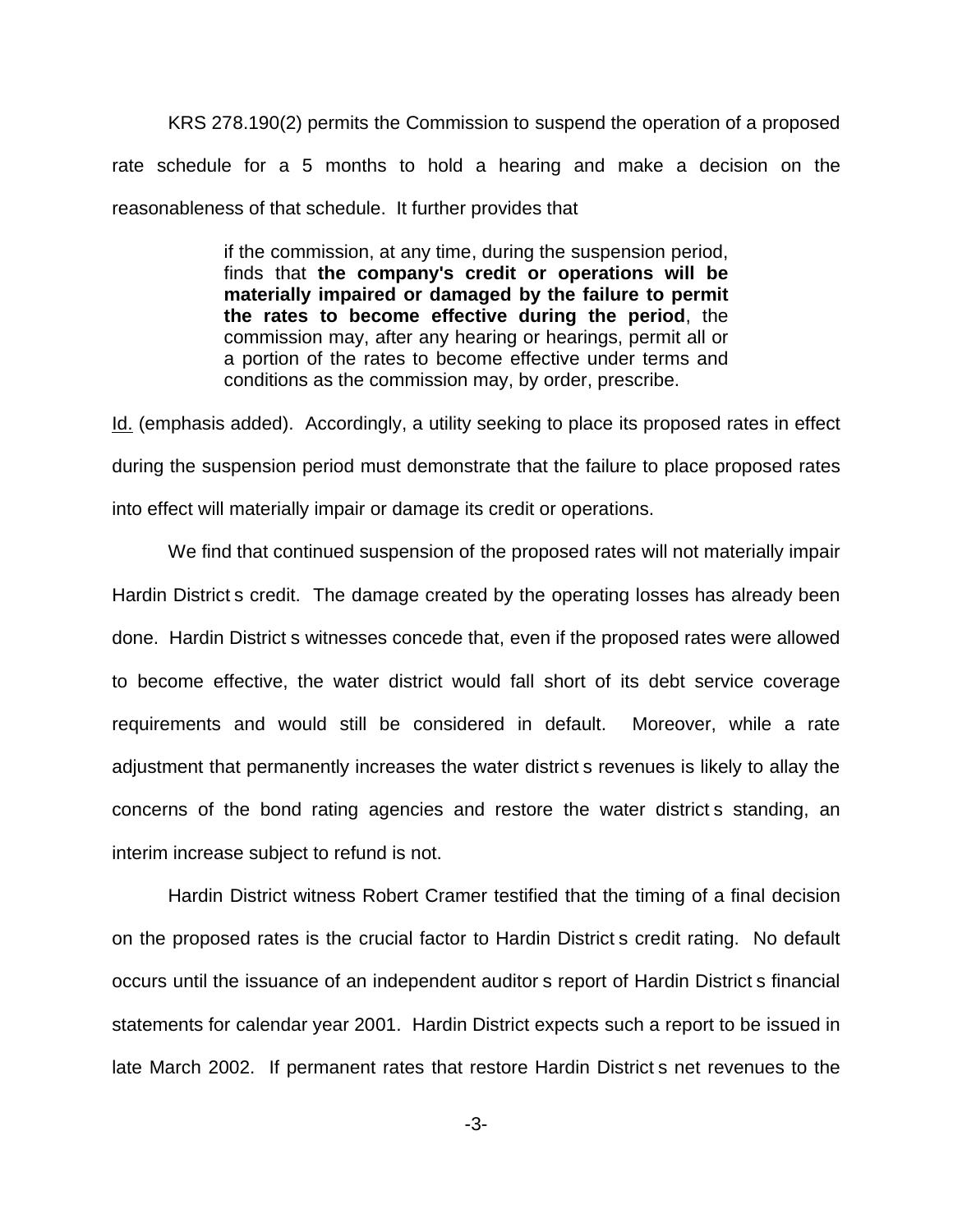KRS 278.190(2) permits the Commission to suspend the operation of a proposed rate schedule for a 5 months to hold a hearing and make a decision on the reasonableness of that schedule. It further provides that

> if the commission, at any time, during the suspension period, finds that **the company's credit or operations will be materially impaired or damaged by the failure to permit the rates to become effective during the period**, the commission may, after any hearing or hearings, permit all or a portion of the rates to become effective under terms and conditions as the commission may, by order, prescribe.

Id. (emphasis added). Accordingly, a utility seeking to place its proposed rates in effect during the suspension period must demonstrate that the failure to place proposed rates into effect will materially impair or damage its credit or operations.

We find that continued suspension of the proposed rates will not materially impair Hardin District s credit. The damage created by the operating losses has already been done. Hardin District s witnesses concede that, even if the proposed rates were allowed to become effective, the water district would fall short of its debt service coverage requirements and would still be considered in default. Moreover, while a rate adjustment that permanently increases the water district s revenues is likely to allay the concerns of the bond rating agencies and restore the water district s standing, an interim increase subject to refund is not.

Hardin District witness Robert Cramer testified that the timing of a final decision on the proposed rates is the crucial factor to Hardin District s credit rating. No default occurs until the issuance of an independent auditor s report of Hardin District s financial statements for calendar year 2001. Hardin District expects such a report to be issued in late March 2002. If permanent rates that restore Hardin District s net revenues to the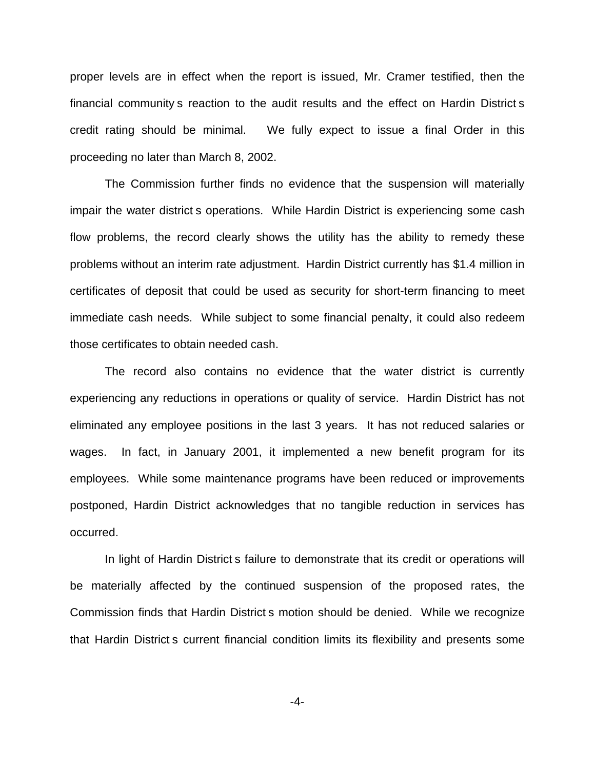proper levels are in effect when the report is issued, Mr. Cramer testified, then the financial community s reaction to the audit results and the effect on Hardin District s credit rating should be minimal. We fully expect to issue a final Order in this proceeding no later than March 8, 2002.

The Commission further finds no evidence that the suspension will materially impair the water district s operations. While Hardin District is experiencing some cash flow problems, the record clearly shows the utility has the ability to remedy these problems without an interim rate adjustment. Hardin District currently has $1.4 million in certificates of deposit that could be used as security for short-term financing to meet immediate cash needs. While subject to some financial penalty, it could also redeem those certificates to obtain needed cash.

The record also contains no evidence that the water district is currently experiencing any reductions in operations or quality of service. Hardin District has not eliminated any employee positions in the last 3 years. It has not reduced salaries or wages. In fact, in January 2001, it implemented a new benefit program for its employees. While some maintenance programs have been reduced or improvements postponed, Hardin District acknowledges that no tangible reduction in services has occurred.

In light of Hardin District s failure to demonstrate that its credit or operations will be materially affected by the continued suspension of the proposed rates, the Commission finds that Hardin District s motion should be denied. While we recognize that Hardin District s current financial condition limits its flexibility and presents some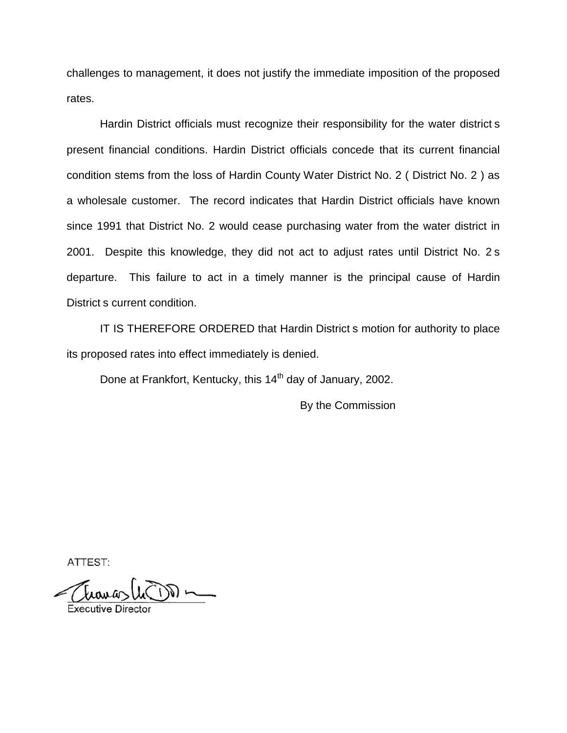challenges to management, it does not justify the immediate imposition of the proposed rates.

Hardin District officials must recognize their responsibility for the water district s present financial conditions. Hardin District officials concede that its current financial condition stems from the loss of Hardin County Water District No. 2 ( District No. 2 ) as a wholesale customer. The record indicates that Hardin District officials have known since 1991 that District No. 2 would cease purchasing water from the water district in 2001. Despite this knowledge, they did not act to adjust rates until District No. 2 s departure. This failure to act in a timely manner is the principal cause of Hardin District s current condition.

IT IS THEREFORE ORDERED that Hardin District s motion for authority to place its proposed rates into effect immediately is denied.

Done at Frankfort, Kentucky, this 14th day of January, 2002.

By the Commission

ATTEST:

Executive Director